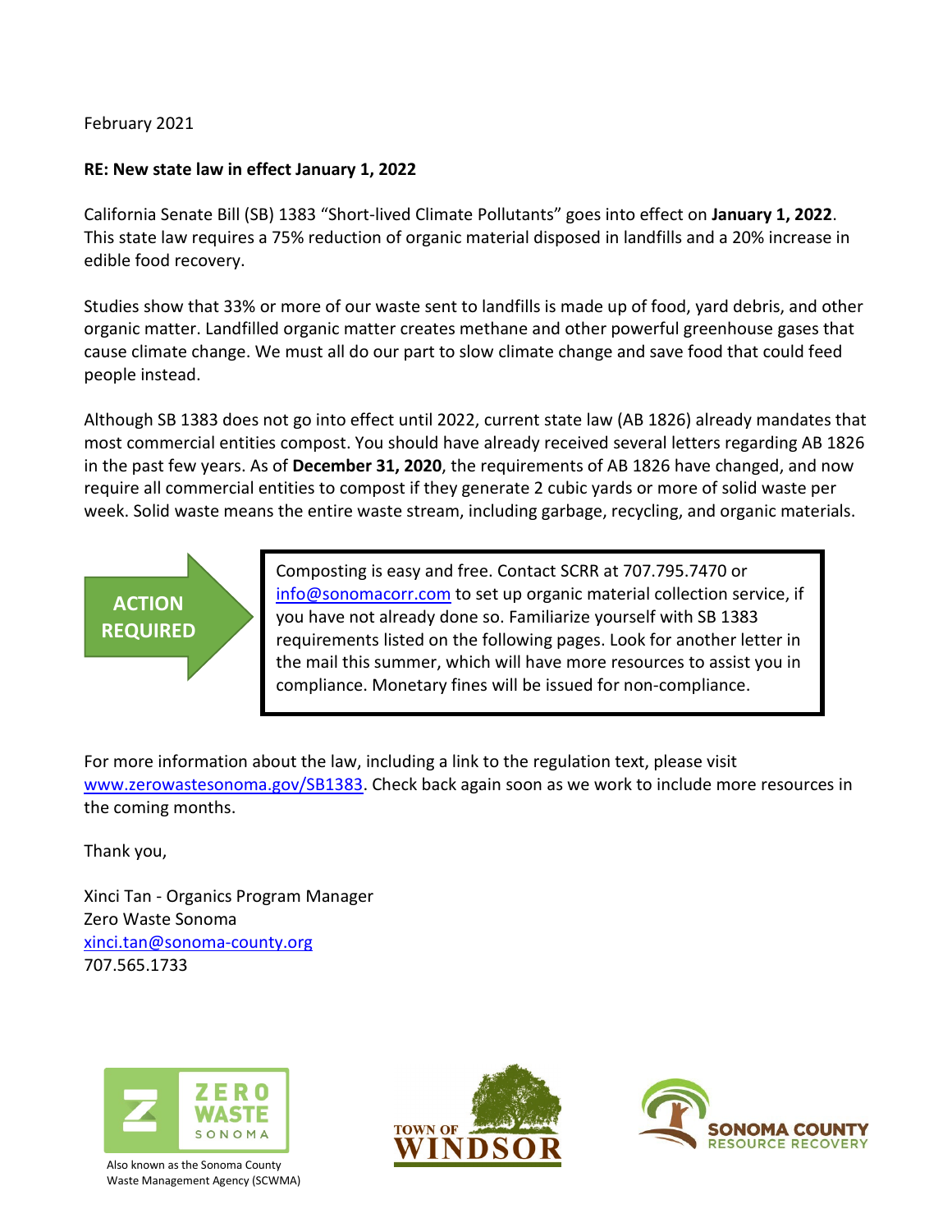February 2021

**RE: New state law in effect January 1, 2022**

California Senate Bill (SB) 1383 "Short-lived Climate Pollutants" goes into effect on **January 1, 2022**. This state law requires a 75% reduction of organic material disposed in landfills and a 20% increase in edible food recovery.

Studies show that 33% or more of our waste sent to landfills is made up of food, yard debris, and other organic matter. Landfilled organic matter creates methane and other powerful greenhouse gases that cause climate change. We must all do our part to slow climate change and save food that could feed people instead.

Although SB 1383 does not go into effect until 2022, current state law (AB 1826) already mandates that most commercial entities compost. You should have already received several letters regarding AB 1826 in the past few years. As of **December 31, 2020**, the requirements of AB 1826 have changed, and now require all commercial entities to compost if they generate 2 cubic yards or more of solid waste per week. Solid waste means the entire waste stream, including garbage, recycling, and organic materials.

**ACTION REQUIRED**

Composting is easy and free. Contact SCRR at 707.795.7470 or info@sonomacorr.com to set up organic material collection service, if you have not already done so. Familiarize yourself with SB 1383 requirements listed on the following pages. Look for another letter in the mail this summer, which will have more resources to assist you in compliance. Monetary fines will be issued for non-compliance.

For more information about the law, including a link to the regulation text, please visit www.zerowastesonoma.gov/SB1383. Check back again soon as we work to include more resources in the coming months.

Thank you,

Xinci Tan - Organics Program Manager
Zero Waste Sonoma
xinci.tan@sonoma-county.org
707.565.1733

ZERO WASTE SONOMA

Also known as the Sonoma County Waste Management Agency (SCWMA)

TOWN OF WINDSOR

SONOMA COUNTY RESOURCE RECOVERY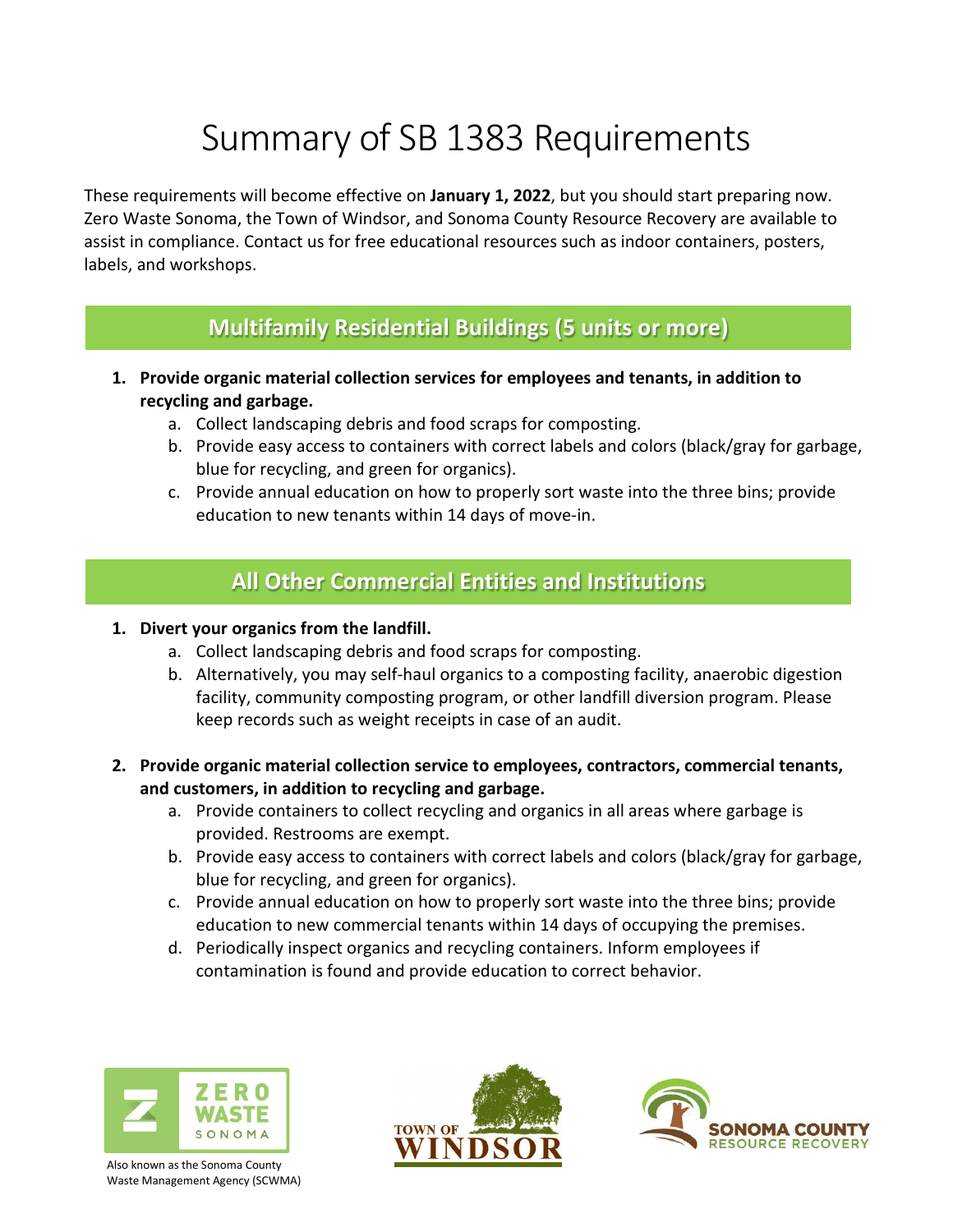# Summary of SB 1383 Requirements

These requirements will become effective on **January 1, 2022**, but you should start preparing now. Zero Waste Sonoma, the Town of Windsor, and Sonoma County Resource Recovery are available to assist in compliance. Contact us for free educational resources such as indoor containers, posters, labels, and workshops.

## Multifamily Residential Buildings (5 units or more)

1. **Provide organic material collection services for employees and tenants, in addition to recycling and garbage.**
   a. Collect landscaping debris and food scraps for composting.
   b. Provide easy access to containers with correct labels and colors (black/gray for garbage, blue for recycling, and green for organics).
   c. Provide annual education on how to properly sort waste into the three bins; provide education to new tenants within 14 days of move-in.

## All Other Commercial Entities and Institutions

1. **Divert your organics from the landfill.**
   a. Collect landscaping debris and food scraps for composting.
   b. Alternatively, you may self-haul organics to a composting facility, anaerobic digestion facility, community composting program, or other landfill diversion program. Please keep records such as weight receipts in case of an audit.

2. **Provide organic material collection service to employees, contractors, commercial tenants, and customers, in addition to recycling and garbage.**
   a. Provide containers to collect recycling and organics in all areas where garbage is provided. Restrooms are exempt.
   b. Provide easy access to containers with correct labels and colors (black/gray for garbage, blue for recycling, and green for organics).
   c. Provide annual education on how to properly sort waste into the three bins; provide education to new commercial tenants within 14 days of occupying the premises.
   d. Periodically inspect organics and recycling containers. Inform employees if contamination is found and provide education to correct behavior.

ZERO WASTE SONOMA

Also known as the Sonoma County Waste Management Agency (SCWMA)

TOWN OF WINDSOR

SONOMA COUNTY RESOURCE RECOVERY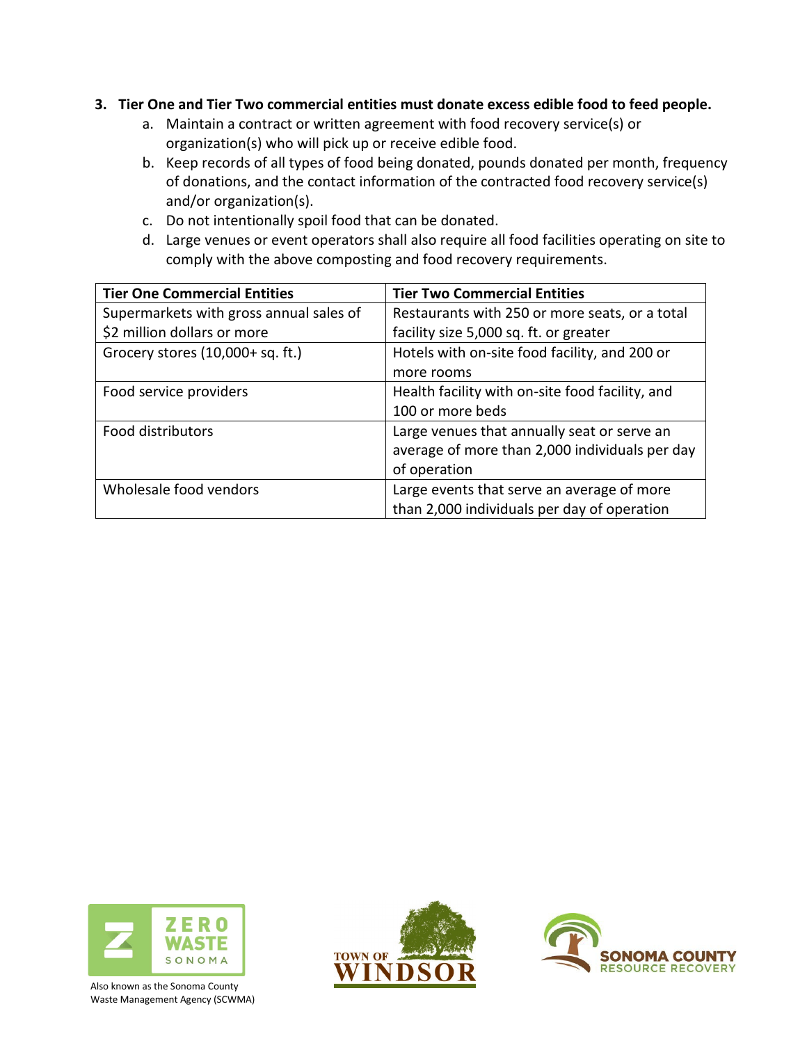3. **Tier One and Tier Two commercial entities must donate excess edible food to feed people.**
   a. Maintain a contract or written agreement with food recovery service(s) or organization(s) who will pick up or receive edible food.
   b. Keep records of all types of food being donated, pounds donated per month, frequency of donations, and the contact information of the contracted food recovery service(s) and/or organization(s).
   c. Do not intentionally spoil food that can be donated.
   d. Large venues or event operators shall also require all food facilities operating on site to comply with the above composting and food recovery requirements.

| Tier One Commercial Entities | Tier Two Commercial Entities |
|---|---|
| Supermarkets with gross annual sales of $2 million dollars or more | Restaurants with 250 or more seats, or a total facility size 5,000 sq. ft. or greater |
| Grocery stores (10,000+ sq. ft.) | Hotels with on-site food facility, and 200 or more rooms |
| Food service providers | Health facility with on-site food facility, and 100 or more beds |
| Food distributors | Large venues that annually seat or serve an average of more than 2,000 individuals per day of operation |
| Wholesale food vendors | Large events that serve an average of more than 2,000 individuals per day of operation |

ZERO WASTE SONOMA

Also known as the Sonoma County Waste Management Agency (SCWMA)

TOWN OF WINDSOR

SONOMA COUNTY RESOURCE RECOVERY